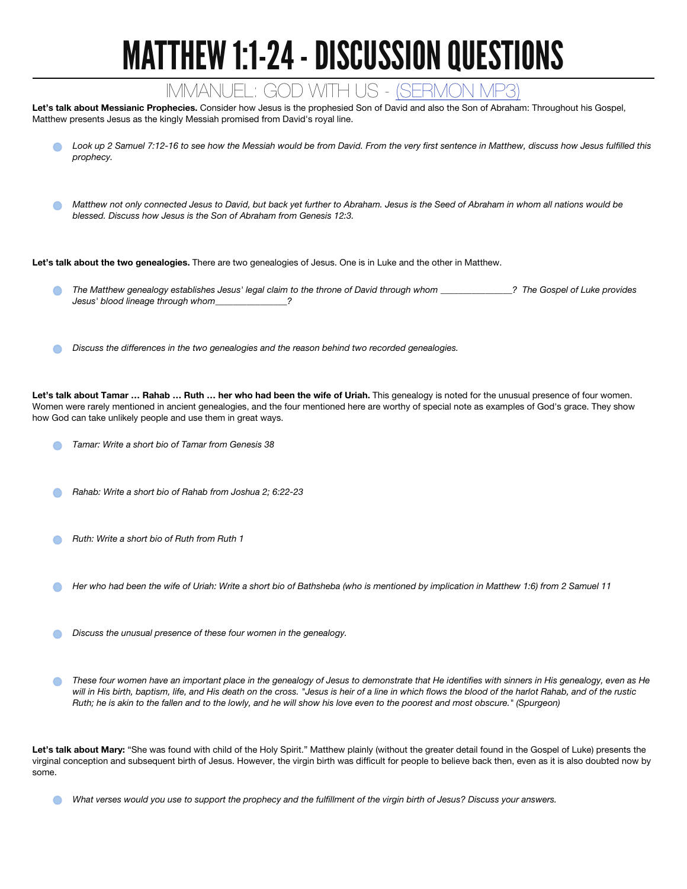# MATTHEW 1:1-24 - DISCUSSION QUESTIONS

## IMMANUEL: GOD WITH US - (SERMON MP3)

**Let's talk about Messianic Prophecies.** Consider how Jesus is the prophesied Son of David and also the Son of Abraham: Throughout his Gospel, Matthew presents Jesus as the kingly Messiah promised from David's royal line.

- *Look up 2 Samuel 7:12-16 to see how the Messiah would be from David. From the very first sentence in Matthew, discuss how Jesus fulfilled this prophecy.*

- *Matthew not only connected Jesus to David, but back yet further to Abraham. Jesus is the Seed of Abraham in whom all nations would be blessed. Discuss how Jesus is the Son of Abraham from Genesis 12:3.*

**Let's talk about the two genealogies.** There are two genealogies of Jesus. One is in Luke and the other in Matthew.

- *The Matthew genealogy establishes Jesus' legal claim to the throne of David through whom _______________? The Gospel of Luke provides Jesus' blood lineage through whom_______________?*

- *Discuss the differences in the two genealogies and the reason behind two recorded genealogies.*

**Let's talk about Tamar … Rahab … Ruth … her who had been the wife of Uriah.** This genealogy is noted for the unusual presence of four women. Women were rarely mentioned in ancient genealogies, and the four mentioned here are worthy of special note as examples of God's grace. They show how God can take unlikely people and use them in great ways.

- *Tamar: Write a short bio of Tamar from Genesis 38*

- *Rahab: Write a short bio of Rahab from Joshua 2; 6:22-23*

- *Ruth: Write a short bio of Ruth from Ruth 1*

- *Her who had been the wife of Uriah: Write a short bio of Bathsheba (who is mentioned by implication in Matthew 1:6) from 2 Samuel 11*

- *Discuss the unusual presence of these four women in the genealogy.*

- *These four women have an important place in the genealogy of Jesus to demonstrate that He identifies with sinners in His genealogy, even as He will in His birth, baptism, life, and His death on the cross. "Jesus is heir of a line in which flows the blood of the harlot Rahab, and of the rustic Ruth; he is akin to the fallen and to the lowly, and he will show his love even to the poorest and most obscure." (Spurgeon)*

**Let's talk about Mary:** "She was found with child of the Holy Spirit." Matthew plainly (without the greater detail found in the Gospel of Luke) presents the virginal conception and subsequent birth of Jesus. However, the virgin birth was difficult for people to believe back then, even as it is also doubted now by some.

- *What verses would you use to support the prophecy and the fulfillment of the virgin birth of Jesus? Discuss your answers.*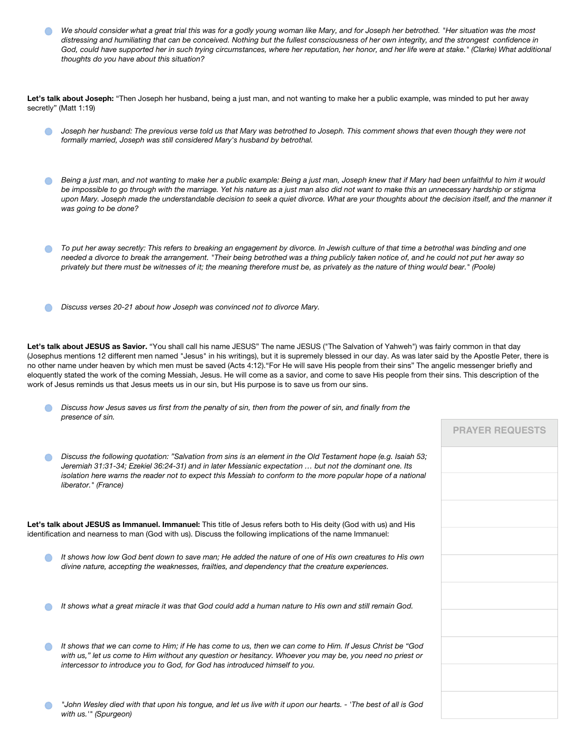- *We should consider what a great trial this was for a godly young woman like Mary, and for Joseph her betrothed. "Her situation was the most distressing and humiliating that can be conceived. Nothing but the fullest consciousness of her own integrity, and the strongest confidence in God, could have supported her in such trying circumstances, where her reputation, her honor, and her life were at stake." (Clarke) What additional thoughts do you have about this situation?*

**Let's talk about Joseph:** "Then Joseph her husband, being a just man, and not wanting to make her a public example, was minded to put her away secretly" (Matt 1:19)

- *Joseph her husband: The previous verse told us that Mary was betrothed to Joseph. This comment shows that even though they were not formally married, Joseph was still considered Mary's husband by betrothal.*

- *Being a just man, and not wanting to make her a public example: Being a just man, Joseph knew that if Mary had been unfaithful to him it would be impossible to go through with the marriage. Yet his nature as a just man also did not want to make this an unnecessary hardship or stigma upon Mary. Joseph made the understandable decision to seek a quiet divorce. What are your thoughts about the decision itself, and the manner it was going to be done?*

- *To put her away secretly: This refers to breaking an engagement by divorce. In Jewish culture of that time a betrothal was binding and one needed a divorce to break the arrangement. "Their being betrothed was a thing publicly taken notice of, and he could not put her away so privately but there must be witnesses of it; the meaning therefore must be, as privately as the nature of thing would bear." (Poole)*

- *Discuss verses 20-21 about how Joseph was convinced not to divorce Mary.*

**Let's talk about JESUS as Savior.** "You shall call his name JESUS" The name JESUS ("The Salvation of Yahweh") was fairly common in that day (Josephus mentions 12 different men named "Jesus" in his writings), but it is supremely blessed in our day. As was later said by the Apostle Peter, there is no other name under heaven by which men must be saved (Acts 4:12)."For He will save His people from their sins" The angelic messenger briefly and eloquently stated the work of the coming Messiah, Jesus. He will come as a savior, and come to save His people from their sins. This description of the work of Jesus reminds us that Jesus meets us in our sin, but His purpose is to save us from our sins.

- *Discuss how Jesus saves us first from the penalty of sin, then from the power of sin, and finally from the presence of sin.*

- *Discuss the following quotation: "Salvation from sins is an element in the Old Testament hope (e.g. Isaiah 53; Jeremiah 31:31-34; Ezekiel 36:24-31) and in later Messianic expectation … but not the dominant one. Its isolation here warns the reader not to expect this Messiah to conform to the more popular hope of a national liberator." (France)*

**Let's talk about JESUS as Immanuel. Immanuel:** This title of Jesus refers both to His deity (God with us) and His identification and nearness to man (God with us). Discuss the following implications of the name Immanuel:

- *It shows how low God bent down to save man; He added the nature of one of His own creatures to His own divine nature, accepting the weaknesses, frailties, and dependency that the creature experiences.*

- *It shows what a great miracle it was that God could add a human nature to His own and still remain God.*

- *It shows that we can come to Him; if He has come to us, then we can come to Him. If Jesus Christ be "God with us," let us come to Him without any question or hesitancy. Whoever you may be, you need no priest or intercessor to introduce you to God, for God has introduced himself to you.*

- *"John Wesley died with that upon his tongue, and let us live with it upon our hearts. - 'The best of all is God with us.'" (Spurgeon)*

| PRAYER REQUESTS |
|---|
| |
| |
| |
| |
| |
| |
| |
| |
| |
| |